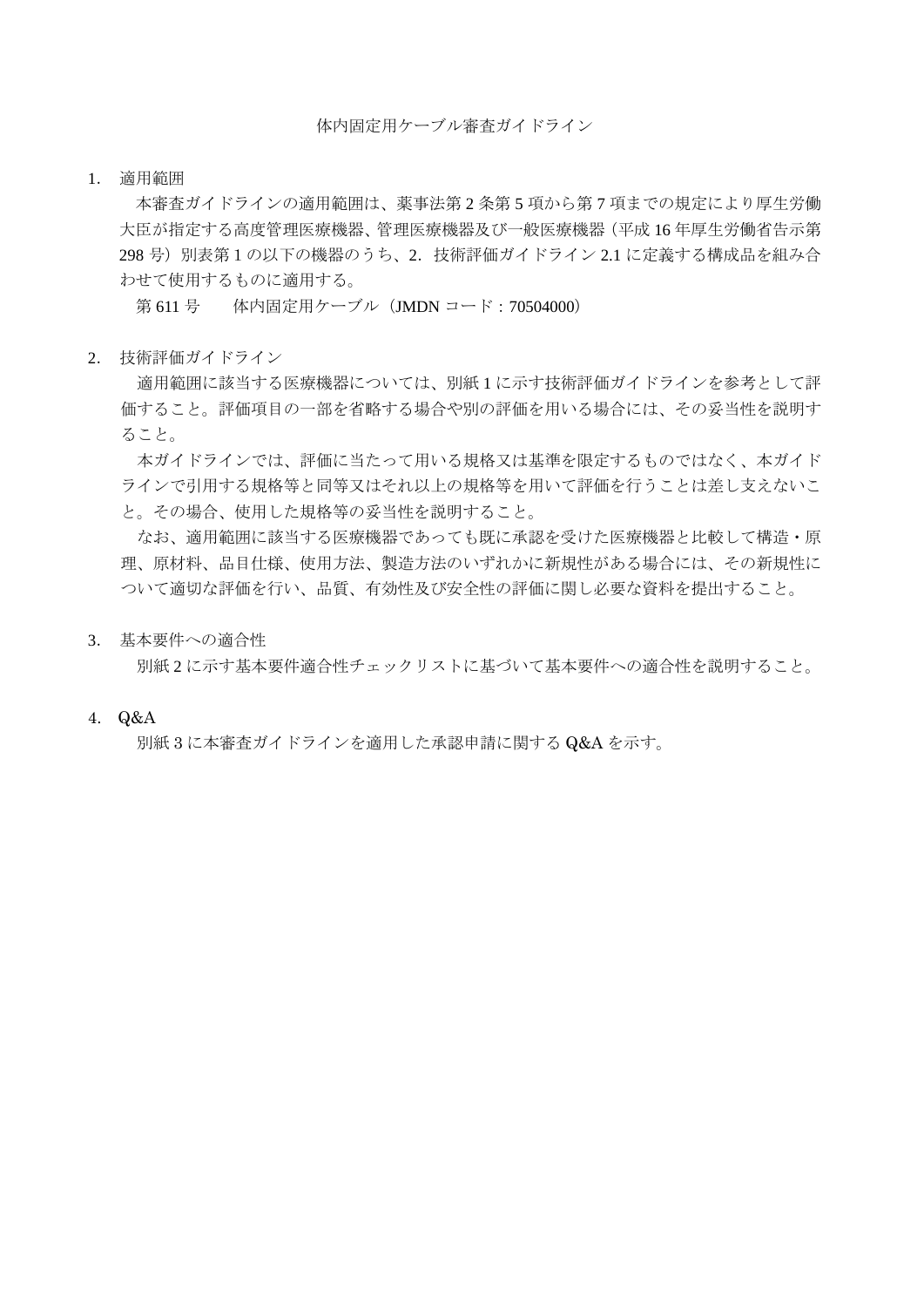# 体内固定用ケーブル審査ガイドライン

## 1. 適用範囲

本審査ガイドラインの適用範囲は、薬事法第 2 条第 5 項から第 7 項までの規定により厚生労働大臣が指定する高度管理医療機器、管理医療機器及び一般医療機器（平成 16 年厚生労働省告示第 298 号）別表第 1 の以下の機器のうち、2．技術評価ガイドライン 2.1 に定義する構成品を組み合わせて使用するものに適用する。

第 611 号　　体内固定用ケーブル（JMDN コード：70504000）

## 2. 技術評価ガイドライン

適用範囲に該当する医療機器については、別紙 1 に示す技術評価ガイドラインを参考として評価すること。評価項目の一部を省略する場合や別の評価を用いる場合には、その妥当性を説明すること。

本ガイドラインでは、評価に当たって用いる規格又は基準を限定するものではなく、本ガイドラインで引用する規格等と同等又はそれ以上の規格等を用いて評価を行うことは差し支えないこと。その場合、使用した規格等の妥当性を説明すること。

なお、適用範囲に該当する医療機器であっても既に承認を受けた医療機器と比較して構造・原理、原材料、品目仕様、使用方法、製造方法のいずれかに新規性がある場合には、その新規性について適切な評価を行い、品質、有効性及び安全性の評価に関し必要な資料を提出すること。

## 3. 基本要件への適合性

別紙 2 に示す基本要件適合性チェックリストに基づいて基本要件への適合性を説明すること。

## 4. Q&A

別紙 3 に本審査ガイドラインを適用した承認申請に関する Q&A を示す。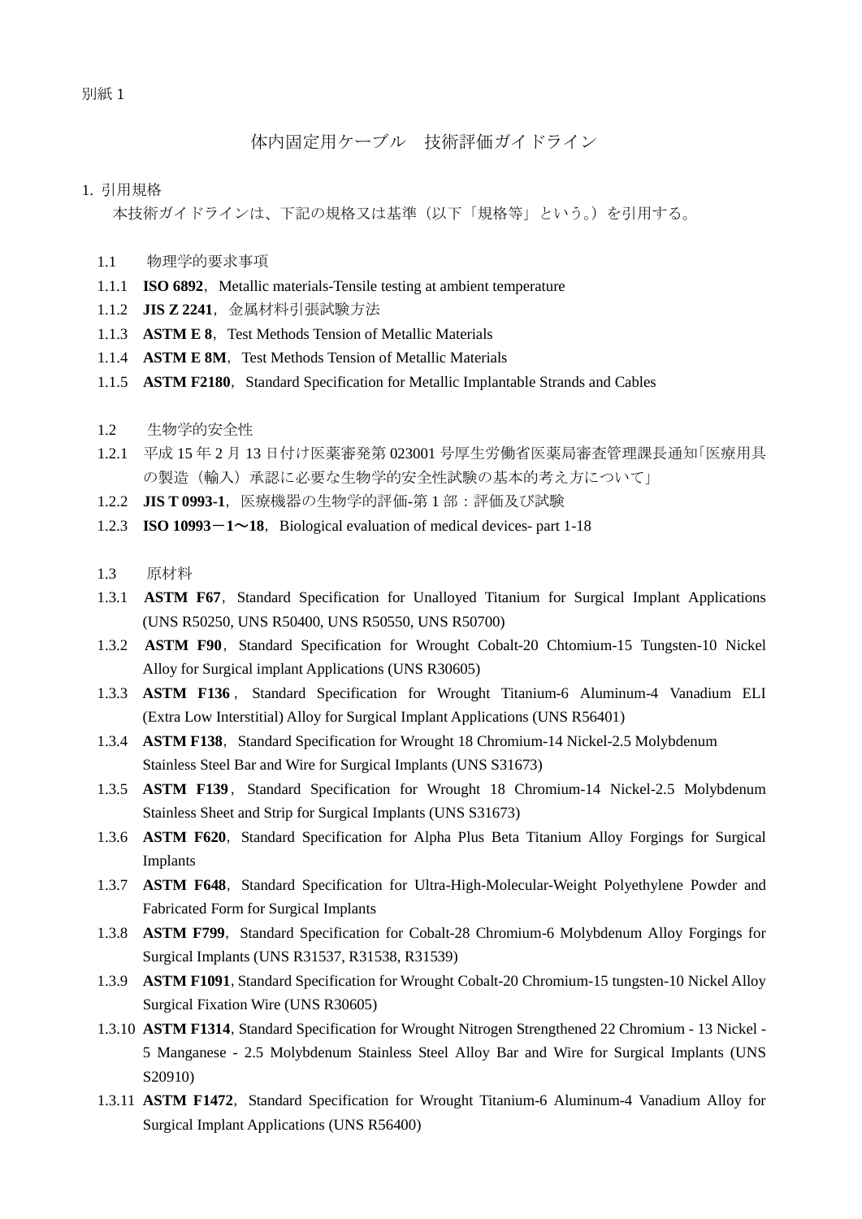別紙 1

# 体内固定用ケーブル　技術評価ガイドライン

## 1. 引用規格

本技術ガイドラインは、下記の規格又は基準（以下「規格等」という。）を引用する。

### 1.1 物理学的要求事項

1.1.1 **ISO 6892**, Metallic materials-Tensile testing at ambient temperature

1.1.2 **JIS Z 2241**, 金属材料引張試験方法

1.1.3 **ASTM E 8**, Test Methods Tension of Metallic Materials

1.1.4 **ASTM E 8M**, Test Methods Tension of Metallic Materials

1.1.5 **ASTM F2180**, Standard Specification for Metallic Implantable Strands and Cables

### 1.2 生物学的安全性

1.2.1 平成 15 年 2 月 13 日付け医薬審発第 023001 号厚生労働省医薬局審査管理課長通知「医療用具の製造（輸入）承認に必要な生物学的安全性試験の基本的考え方について」

1.2.2 **JIS T 0993-1**, 医療機器の生物学的評価-第 1 部：評価及び試験

1.2.3 **ISO 10993－1～18**, Biological evaluation of medical devices- part 1-18

### 1.3 原材料

1.3.1 **ASTM F67**, Standard Specification for Unalloyed Titanium for Surgical Implant Applications (UNS R50250, UNS R50400, UNS R50550, UNS R50700)

1.3.2 **ASTM F90**, Standard Specification for Wrought Cobalt-20 Chtomium-15 Tungsten-10 Nickel Alloy for Surgical implant Applications (UNS R30605)

1.3.3 **ASTM F136**, Standard Specification for Wrought Titanium-6 Aluminum-4 Vanadium ELI (Extra Low Interstitial) Alloy for Surgical Implant Applications (UNS R56401)

1.3.4 **ASTM F138**, Standard Specification for Wrought 18 Chromium-14 Nickel-2.5 Molybdenum Stainless Steel Bar and Wire for Surgical Implants (UNS S31673)

1.3.5 **ASTM F139**, Standard Specification for Wrought 18 Chromium-14 Nickel-2.5 Molybdenum Stainless Sheet and Strip for Surgical Implants (UNS S31673)

1.3.6 **ASTM F620**, Standard Specification for Alpha Plus Beta Titanium Alloy Forgings for Surgical Implants

1.3.7 **ASTM F648**, Standard Specification for Ultra-High-Molecular-Weight Polyethylene Powder and Fabricated Form for Surgical Implants

1.3.8 **ASTM F799**, Standard Specification for Cobalt-28 Chromium-6 Molybdenum Alloy Forgings for Surgical Implants (UNS R31537, R31538, R31539)

1.3.9 **ASTM F1091**, Standard Specification for Wrought Cobalt-20 Chromium-15 tungsten-10 Nickel Alloy Surgical Fixation Wire (UNS R30605)

1.3.10 **ASTM F1314**, Standard Specification for Wrought Nitrogen Strengthened 22 Chromium - 13 Nickel - 5 Manganese - 2.5 Molybdenum Stainless Steel Alloy Bar and Wire for Surgical Implants (UNS S20910)

1.3.11 **ASTM F1472**, Standard Specification for Wrought Titanium-6 Aluminum-4 Vanadium Alloy for Surgical Implant Applications (UNS R56400)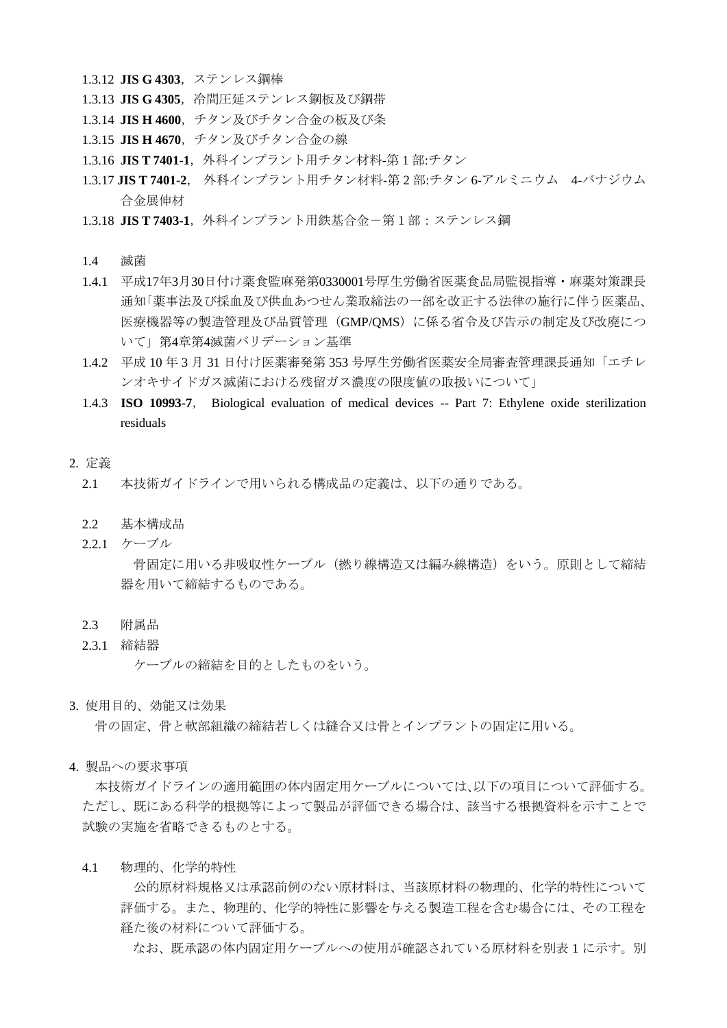1.3.12 **JIS G 4303**, ステンレス鋼棒

1.3.13 **JIS G 4305**, 冷間圧延ステンレス鋼板及び鋼帯

1.3.14 **JIS H 4600**, チタン及びチタン合金の板及び条

1.3.15 **JIS H 4670**, チタン及びチタン合金の線

1.3.16 **JIS T 7401-1**, 外科インプラント用チタン材料-第 1 部:チタン

1.3.17 **JIS T 7401-2**, 外科インプラント用チタン材料-第 2 部:チタン 6-アルミニウム 4-バナジウム合金展伸材

1.3.18 **JIS T 7403-1**, 外科インプラント用鉄基合金－第 1 部：ステンレス鋼

1.4 滅菌

1.4.1 平成17年3月30日付け薬食監麻発第0330001号厚生労働省医薬食品局監視指導・麻薬対策課長通知「薬事法及び採血及び供血あつせん業取締法の一部を改正する法律の施行に伴う医薬品、医療機器等の製造管理及び品質管理（GMP/QMS）に係る省令及び告示の制定及び改廃について」第4章第4滅菌バリデーション基準

1.4.2 平成 10 年 3 月 31 日付け医薬審発第 353 号厚生労働省医薬安全局審査管理課長通知「エチレンオキサイドガス滅菌における残留ガス濃度の限度値の取扱いについて」

1.4.3 **ISO 10993-7**, Biological evaluation of medical devices -- Part 7: Ethylene oxide sterilization residuals

## 2. 定義

2.1 本技術ガイドラインで用いられる構成品の定義は、以下の通りである。

2.2 基本構成品

2.2.1 ケーブル

骨固定に用いる非吸収性ケーブル（撚り線構造又は編み線構造）をいう。原則として締結器を用いて締結するものである。

2.3 附属品

2.3.1 締結器

ケーブルの締結を目的としたものをいう。

## 3. 使用目的、効能又は効果

骨の固定、骨と軟部組織の締結若しくは縫合又は骨とインプラントの固定に用いる。

## 4. 製品への要求事項

本技術ガイドラインの適用範囲の体内固定用ケーブルについては,以下の項目について評価する。ただし、既にある科学的根拠等によって製品が評価できる場合は、該当する根拠資料を示すことで試験の実施を省略できるものとする。

4.1 物理的、化学的特性

公的原材料規格又は承認前例のない原材料は、当該原材料の物理的、化学的特性について評価する。また、物理的、化学的特性に影響を与える製造工程を含む場合には、その工程を経た後の材料について評価する。

なお、既承認の体内固定用ケーブルへの使用が確認されている原材料を別表 1 に示す。別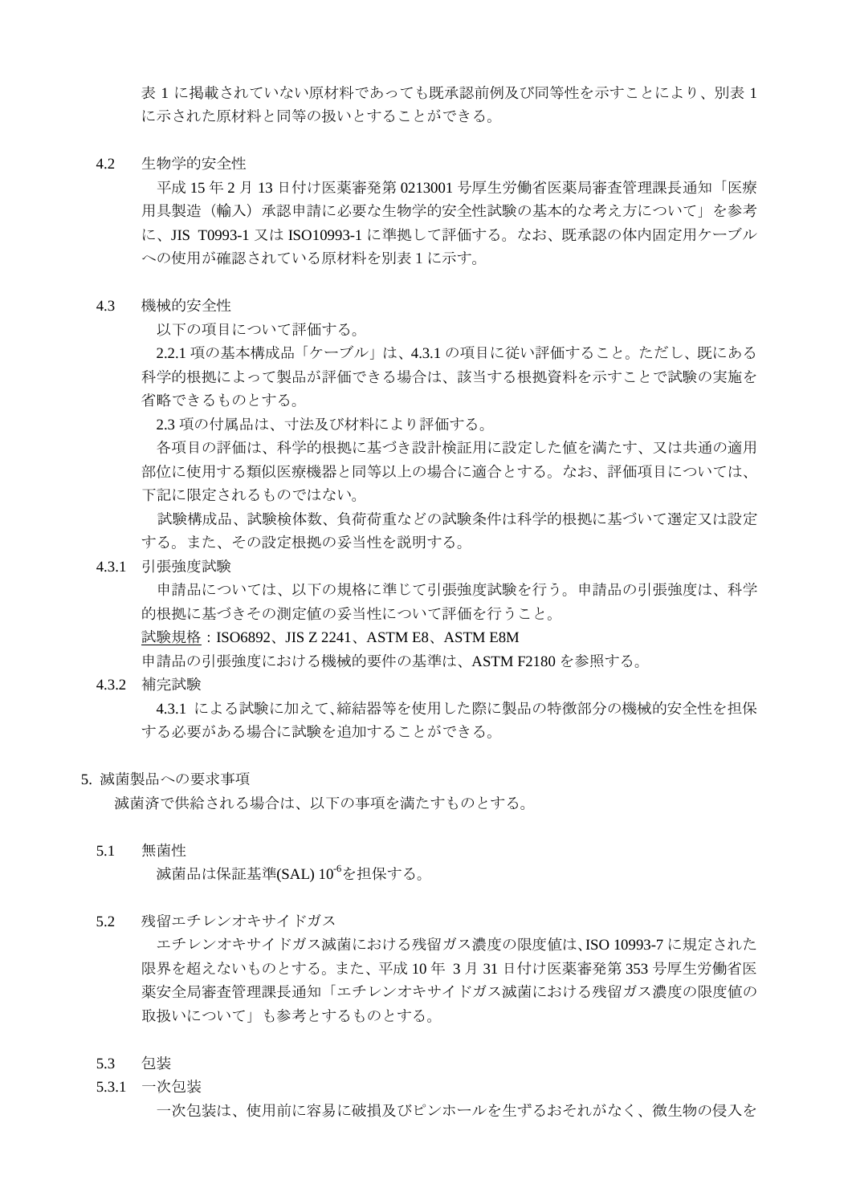表 1 に掲載されていない原材料であっても既承認前例及び同等性を示すことにより、別表 1 に示された原材料と同等の扱いとすることができる。

### 4.2 生物学的安全性

平成 15 年 2 月 13 日付け医薬審発第 0213001 号厚生労働省医薬局審査管理課長通知「医療用具製造（輸入）承認申請に必要な生物学的安全性試験の基本的な考え方について」を参考に、JIS T0993-1 又は ISO10993-1 に準拠して評価する。なお、既承認の体内固定用ケーブルへの使用が確認されている原材料を別表 1 に示す。

### 4.3 機械的安全性

以下の項目について評価する。

2.2.1 項の基本構成品「ケーブル」は、4.3.1 の項目に従い評価すること。ただし、既にある科学的根拠によって製品が評価できる場合は、該当する根拠資料を示すことで試験の実施を省略できるものとする。

2.3 項の付属品は、寸法及び材料により評価する。

各項目の評価は、科学的根拠に基づき設計検証用に設定した値を満たす、又は共通の適用部位に使用する類似医療機器と同等以上の場合に適合とする。なお、評価項目については、下記に限定されるものではない。

試験構成品、試験検体数、負荷荷重などの試験条件は科学的根拠に基づいて選定又は設定する。また、その設定根拠の妥当性を説明する。

#### 4.3.1 引張強度試験

申請品については、以下の規格に準じて引張強度試験を行う。申請品の引張強度は、科学的根拠に基づきその測定値の妥当性について評価を行うこと。

試験規格：ISO6892、JIS Z 2241、ASTM E8、ASTM E8M

申請品の引張強度における機械的要件の基準は、ASTM F2180 を参照する。

#### 4.3.2 補完試験

4.3.1 による試験に加えて、締結器等を使用した際に製品の特徴部分の機械的安全性を担保する必要がある場合に試験を追加することができる。

## 5. 滅菌製品への要求事項

滅菌済で供給される場合は、以下の事項を満たすものとする。

### 5.1 無菌性

滅菌品は保証基準(SAL) $10^{-6}$を担保する。

### 5.2 残留エチレンオキサイドガス

エチレンオキサイドガス滅菌における残留ガス濃度の限度値は、ISO 10993-7 に規定された限界を超えないものとする。また、平成 10 年 3 月 31 日付け医薬審発第 353 号厚生労働省医薬安全局審査管理課長通知「エチレンオキサイドガス滅菌における残留ガス濃度の限度値の取扱いについて」も参考とするものとする。

### 5.3 包装

#### 5.3.1 一次包装

一次包装は、使用前に容易に破損及びピンホールを生ずるおそれがなく、微生物の侵入を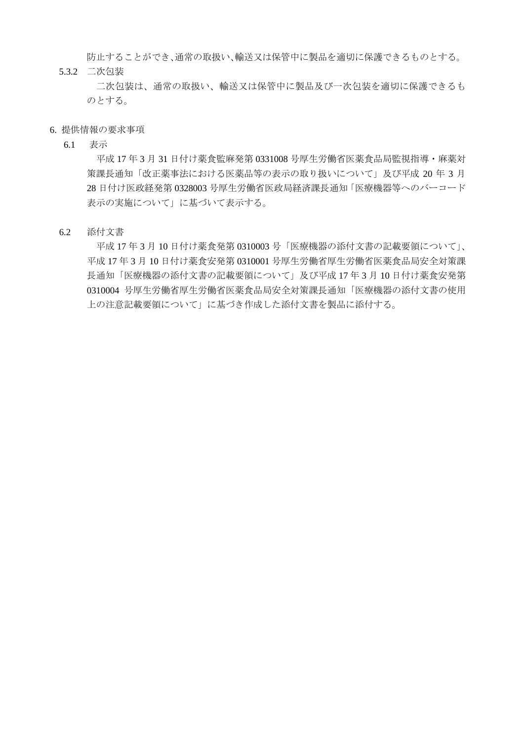防止することができ、通常の取扱い、輸送又は保管中に製品を適切に保護できるものとする。

5.3.2　二次包装

二次包装は、通常の取扱い、輸送又は保管中に製品及び一次包装を適切に保護できるものとする。

## 6. 提供情報の要求事項

### 6.1　表示

平成 17 年 3 月 31 日付け薬食監麻発第 0331008 号厚生労働省医薬食品局監視指導・麻薬対策課長通知「改正薬事法における医薬品等の表示の取り扱いについて」及び平成 20 年 3 月 28 日付け医政経発第 0328003 号厚生労働省医政局経済課長通知「医療機器等へのバーコード表示の実施について」に基づいて表示する。

### 6.2　添付文書

平成 17 年 3 月 10 日付け薬食発第 0310003 号「医療機器の添付文書の記載要領について」、平成 17 年 3 月 10 日付け薬食安発第 0310001 号厚生労働省厚生労働省医薬食品局安全対策課長通知「医療機器の添付文書の記載要領について」及び平成 17 年 3 月 10 日付け薬食安発第 0310004 号厚生労働省厚生労働省医薬食品局安全対策課長通知「医療機器の添付文書の使用上の注意記載要領について」に基づき作成した添付文書を製品に添付する。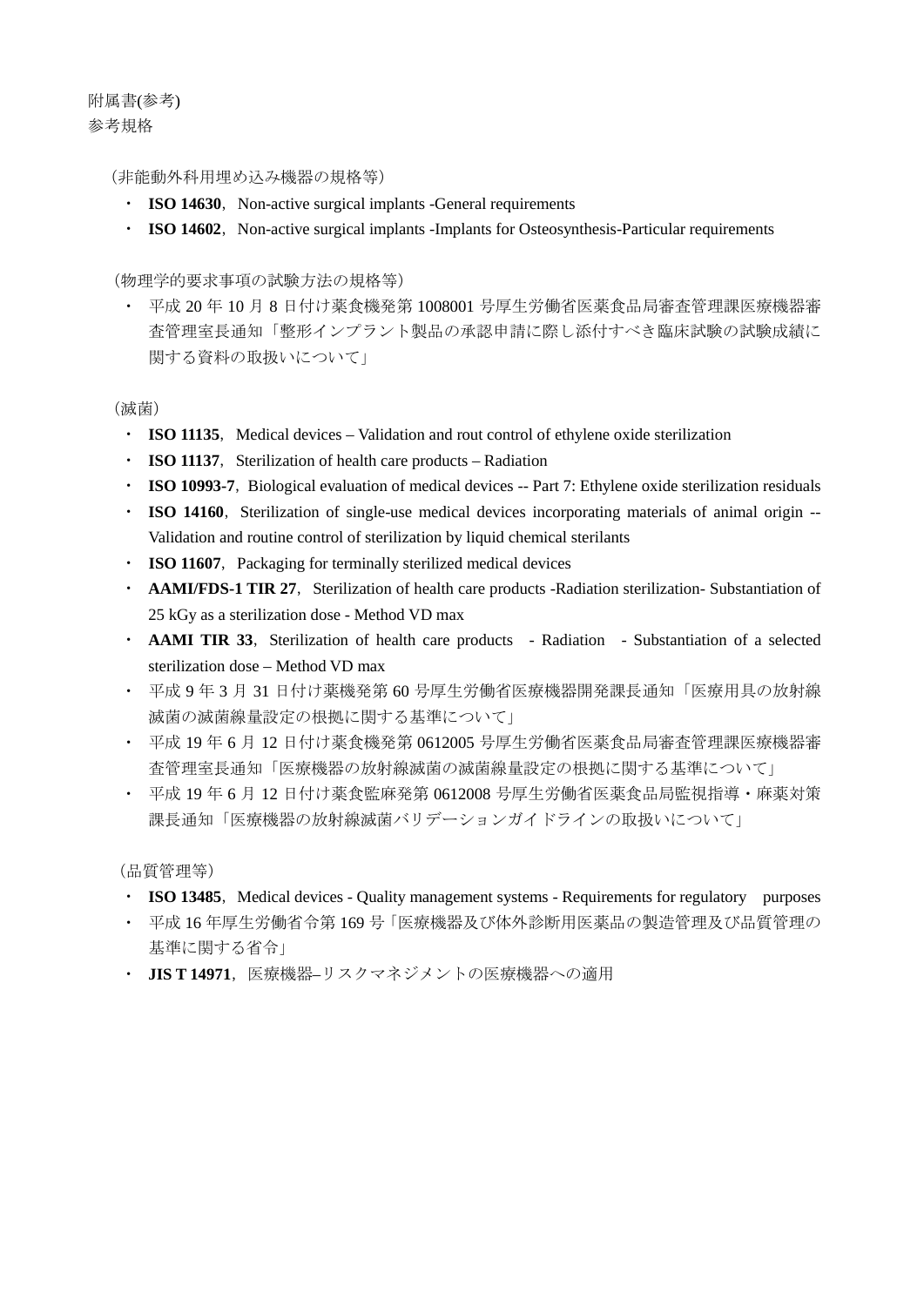附属書(参考)

参考規格

（非能動外科用埋め込み機器の規格等）

- **ISO 14630**, Non-active surgical implants -General requirements
- **ISO 14602**, Non-active surgical implants -Implants for Osteosynthesis-Particular requirements

（物理学的要求事項の試験方法の規格等）

- 平成 20 年 10 月 8 日付け薬食機発第 1008001 号厚生労働省医薬食品局審査管理課医療機器審査管理室長通知「整形インプラント製品の承認申請に際し添付すべき臨床試験の試験成績に関する資料の取扱いについて」

（滅菌）

- **ISO 11135**, Medical devices – Validation and rout control of ethylene oxide sterilization
- **ISO 11137**, Sterilization of health care products – Radiation
- **ISO 10993-7**, Biological evaluation of medical devices -- Part 7: Ethylene oxide sterilization residuals
- **ISO 14160**, Sterilization of single-use medical devices incorporating materials of animal origin -- Validation and routine control of sterilization by liquid chemical sterilants
- **ISO 11607**, Packaging for terminally sterilized medical devices
- **AAMI/FDS-1 TIR 27**, Sterilization of health care products -Radiation sterilization- Substantiation of 25 kGy as a sterilization dose - Method VD max
- **AAMI TIR 33**, Sterilization of health care products - Radiation - Substantiation of a selected sterilization dose – Method VD max
- 平成 9 年 3 月 31 日付け薬機発第 60 号厚生労働省医療機器開発課長通知「医療用具の放射線滅菌の滅菌線量設定の根拠に関する基準について」
- 平成 19 年 6 月 12 日付け薬食機発第 0612005 号厚生労働省医薬食品局審査管理課医療機器審査管理室長通知「医療機器の放射線滅菌の滅菌線量設定の根拠に関する基準について」
- 平成 19 年 6 月 12 日付け薬食監麻発第 0612008 号厚生労働省医薬食品局監視指導・麻薬対策課長通知「医療機器の放射線滅菌バリデーションガイドラインの取扱いについて」

（品質管理等）

- **ISO 13485**, Medical devices - Quality management systems - Requirements for regulatory purposes
- 平成 16 年厚生労働省令第 169 号「医療機器及び体外診断用医薬品の製造管理及び品質管理の基準に関する省令」
- **JIS T 14971**, 医療機器–リスクマネジメントの医療機器への適用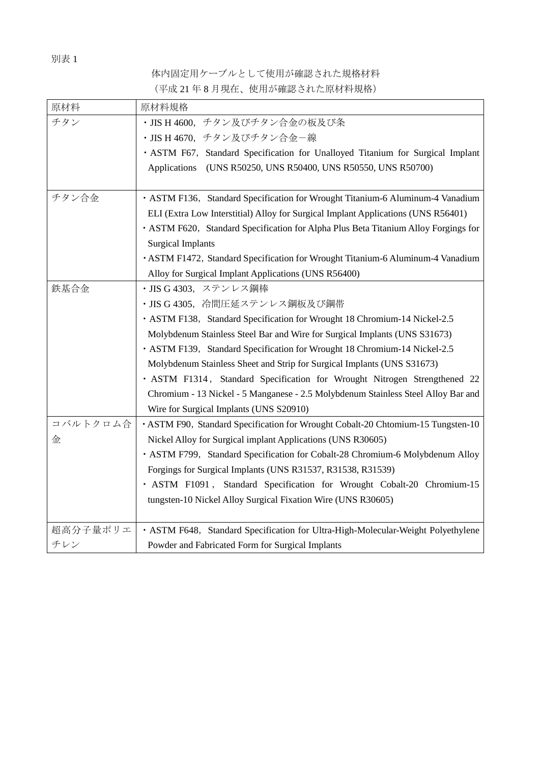別表 1

体内固定用ケーブルとして使用が確認された規格材料
（平成 21 年 8 月現在、使用が確認された原材料規格）

| 原材料 | 原材料規格 |
|---|---|
| チタン | ・JIS H 4600，チタン及びチタン合金の板及び条<br>・JIS H 4670，チタン及びチタン合金－線<br>・ASTM F67，Standard Specification for Unalloyed Titanium for Surgical Implant Applications (UNS R50250, UNS R50400, UNS R50550, UNS R50700) |
| チタン合金 | ・ASTM F136，Standard Specification for Wrought Titanium-6 Aluminum-4 Vanadium ELI (Extra Low Interstitial) Alloy for Surgical Implant Applications (UNS R56401)<br>・ASTM F620，Standard Specification for Alpha Plus Beta Titanium Alloy Forgings for Surgical Implants<br>・ASTM F1472，Standard Specification for Wrought Titanium-6 Aluminum-4 Vanadium Alloy for Surgical Implant Applications (UNS R56400) |
| 鉄基合金 | ・JIS G 4303，ステンレス鋼棒<br>・JIS G 4305，冷間圧延ステンレス鋼板及び鋼帯<br>・ASTM F138，Standard Specification for Wrought 18 Chromium-14 Nickel-2.5 Molybdenum Stainless Steel Bar and Wire for Surgical Implants (UNS S31673)<br>・ASTM F139，Standard Specification for Wrought 18 Chromium-14 Nickel-2.5 Molybdenum Stainless Sheet and Strip for Surgical Implants (UNS S31673)<br>・ASTM F1314，Standard Specification for Wrought Nitrogen Strengthened 22 Chromium - 13 Nickel - 5 Manganese - 2.5 Molybdenum Stainless Steel Alloy Bar and Wire for Surgical Implants (UNS S20910) |
| コバルトクロム合金 | ・ASTM F90，Standard Specification for Wrought Cobalt-20 Chtomium-15 Tungsten-10 Nickel Alloy for Surgical implant Applications (UNS R30605)<br>・ASTM F799，Standard Specification for Cobalt-28 Chromium-6 Molybdenum Alloy Forgings for Surgical Implants (UNS R31537, R31538, R31539)<br>・ASTM F1091，Standard Specification for Wrought Cobalt-20 Chromium-15 tungsten-10 Nickel Alloy Surgical Fixation Wire (UNS R30605) |
| 超高分子量ポリエチレン | ・ASTM F648，Standard Specification for Ultra-High-Molecular-Weight Polyethylene Powder and Fabricated Form for Surgical Implants |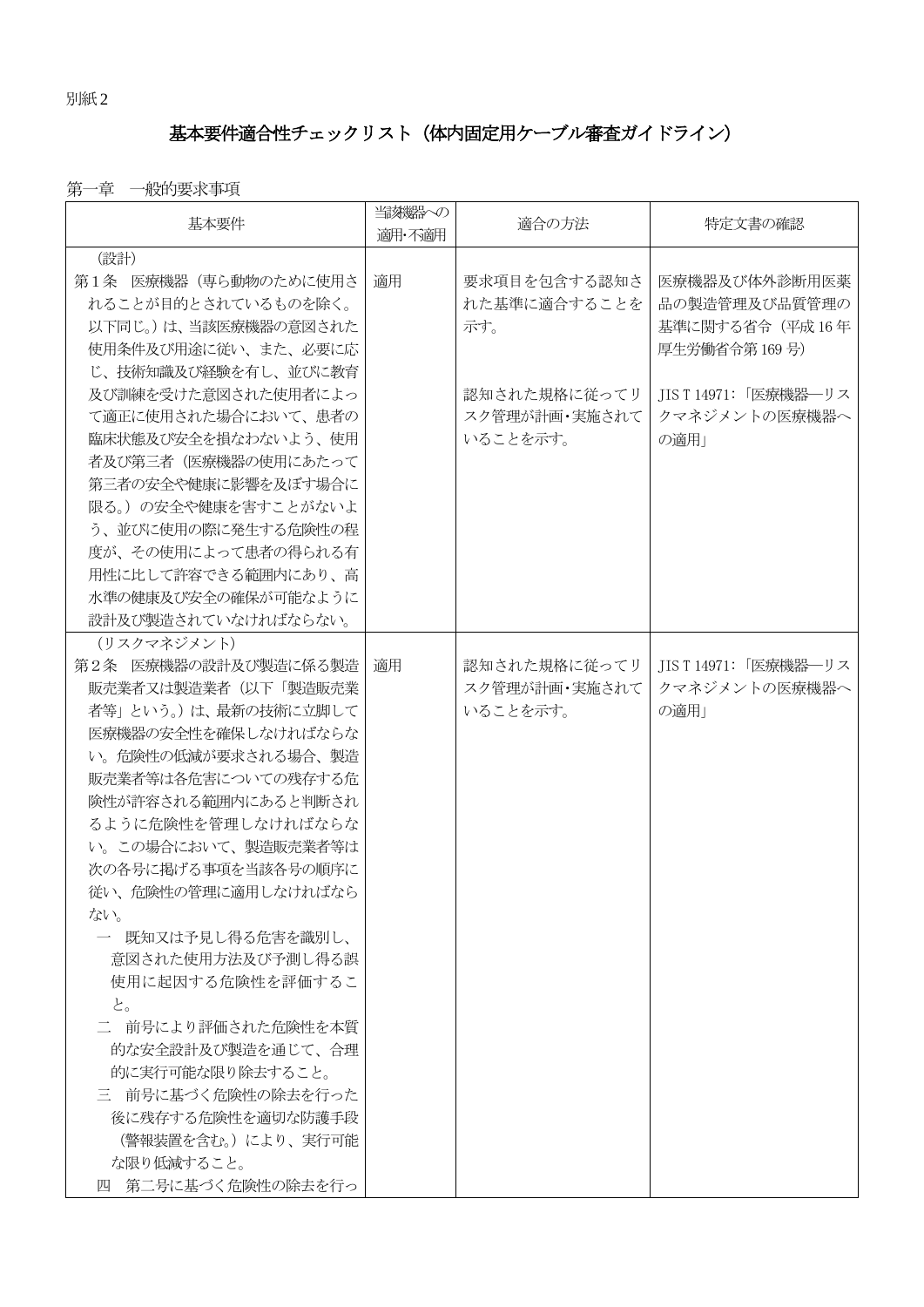別紙２

# 基本要件適合性チェックリスト（体内固定用ケーブル審査ガイドライン）

## 第一章　一般的要求事項

| 基本要件 | 当該機器への適用・不適用 | 適合の方法 | 特定文書の確認 |
|---|---|---|---|
| （設計）<br>第１条　医療機器（専ら動物のために使用されることが目的とされているものを除く。以下同じ。）は、当該医療機器の意図された使用条件及び用途に従い、また、必要に応じ、技術知識及び経験を有し、並びに教育及び訓練を受けた意図された使用者によって適正に使用された場合において、患者の臨床状態及び安全を損なわないよう、使用者及び第三者（医療機器の使用にあたって第三者の安全や健康に影響を及ぼす場合に限る。）の安全や健康を害すことがないよう、並びに使用の際に発生する危険性の程度が、その使用によって患者の得られる有用性に比して許容できる範囲内にあり、高水準の健康及び安全の確保が可能なように設計及び製造されていなければならない。 | 適用 | 要求項目を包含する認知された基準に適合することを示す。<br><br>認知された規格に従ってリスク管理が計画・実施されていることを示す。 | 医療機器及び体外診断用医薬品の製造管理及び品質管理の基準に関する省令（平成16年厚生労働省令第169号）<br><br>JIS T 14971:「医療機器―リスクマネジメントの医療機器への適用」 |
| （リスクマネジメント）<br>第２条　医療機器の設計及び製造に係る製造販売業者又は製造業者（以下「製造販売業者等」という。）は、最新の技術に立脚して医療機器の安全性を確保しなければならない。危険性の低減が要求される場合、製造販売業者等は各危害についての残存する危険性が許容される範囲内にあると判断されるように危険性を管理しなければならない。この場合において、製造販売業者等は次の各号に掲げる事項を当該各号の順序に従い、危険性の管理に適用しなければならない。<br>一　既知又は予見し得る危害を識別し、意図された使用方法及び予測し得る誤使用に起因する危険性を評価すること。<br>二　前号により評価された危険性を本質的な安全設計及び製造を通じて、合理的に実行可能な限り除去すること。<br>三　前号に基づく危険性の除去を行った後に残存する危険性を適切な防護手段（警報装置を含む。）により、実行可能な限り低減すること。<br>四　第二号に基づく危険性の除去を行っ | 適用 | 認知された規格に従ってリスク管理が計画・実施されていることを示す。 | JIS T 14971:「医療機器―リスクマネジメントの医療機器への適用」 |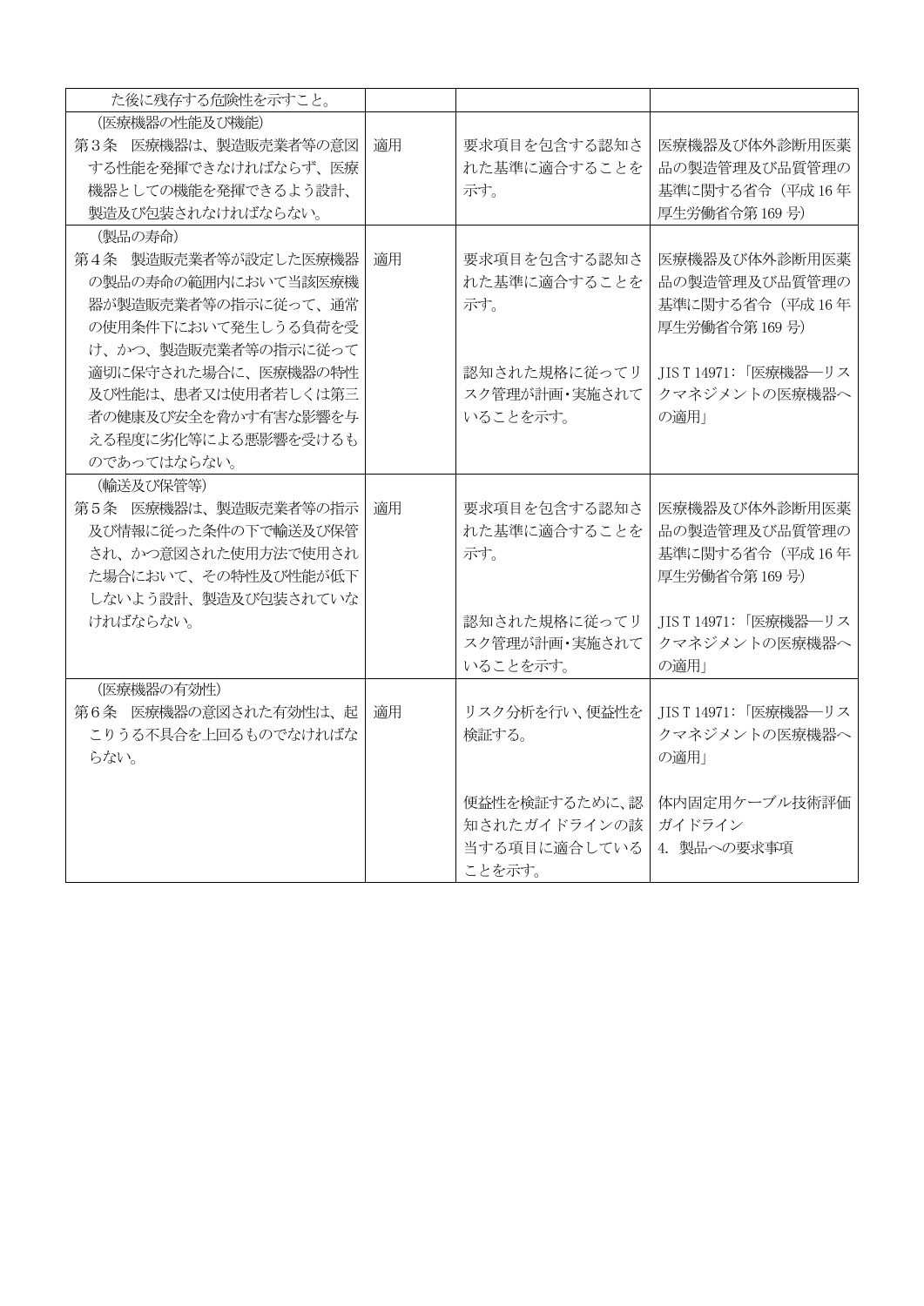| | | | |
|---|---|---|---|
| た後に残存する危険性を示すこと。 | | | |
| （医療機器の性能及び機能）<br>第３条　医療機器は、製造販売業者等の意図する性能を発揮できなければならず、医療機器としての機能を発揮できるよう設計、製造及び包装されなければならない。 | 適用 | 要求項目を包含する認知された基準に適合することを示す。 | 医療機器及び体外診断用医薬品の製造管理及び品質管理の基準に関する省令（平成16年厚生労働省令第169号） |
| （製品の寿命）<br>第４条　製造販売業者等が設定した医療機器の製品の寿命の範囲内において当該医療機器が製造販売業者等の指示に従って、通常の使用条件下において発生しうる負荷を受け、かつ、製造販売業者等の指示に従って適切に保守された場合に、医療機器の特性及び性能は、患者又は使用者若しくは第三者の健康及び安全を脅かす有害な影響を与える程度に劣化等による悪影響を受けるものであってはならない。 | 適用 | 要求項目を包含する認知された基準に適合することを示す。<br><br>認知された規格に従ってリスク管理が計画・実施されていることを示す。 | 医療機器及び体外診断用医薬品の製造管理及び品質管理の基準に関する省令（平成16年厚生労働省令第169号）<br><br>JIS T 14971：「医療機器―リスクマネジメントの医療機器への適用」 |
| （輸送及び保管等）<br>第５条　医療機器は、製造販売業者等の指示及び情報に従った条件の下で輸送及び保管され、かつ意図された使用方法で使用された場合において、その特性及び性能が低下しないよう設計、製造及び包装されていなければならない。 | 適用 | 要求項目を包含する認知された基準に適合することを示す。<br><br>認知された規格に従ってリスク管理が計画・実施されていることを示す。 | 医療機器及び体外診断用医薬品の製造管理及び品質管理の基準に関する省令（平成16年厚生労働省令第169号）<br><br>JIS T 14971：「医療機器―リスクマネジメントの医療機器への適用」 |
| （医療機器の有効性）<br>第６条　医療機器の意図された有効性は、起こりうる不具合を上回るものでなければならない。 | 適用 | リスク分析を行い、便益性を検証する。<br><br>便益性を検証するために、認知されたガイドラインの該当する項目に適合していることを示す。 | JIS T 14971：「医療機器―リスクマネジメントの医療機器への適用」<br><br>体内固定用ケーブル技術評価ガイドライン<br>4. 製品への要求事項 |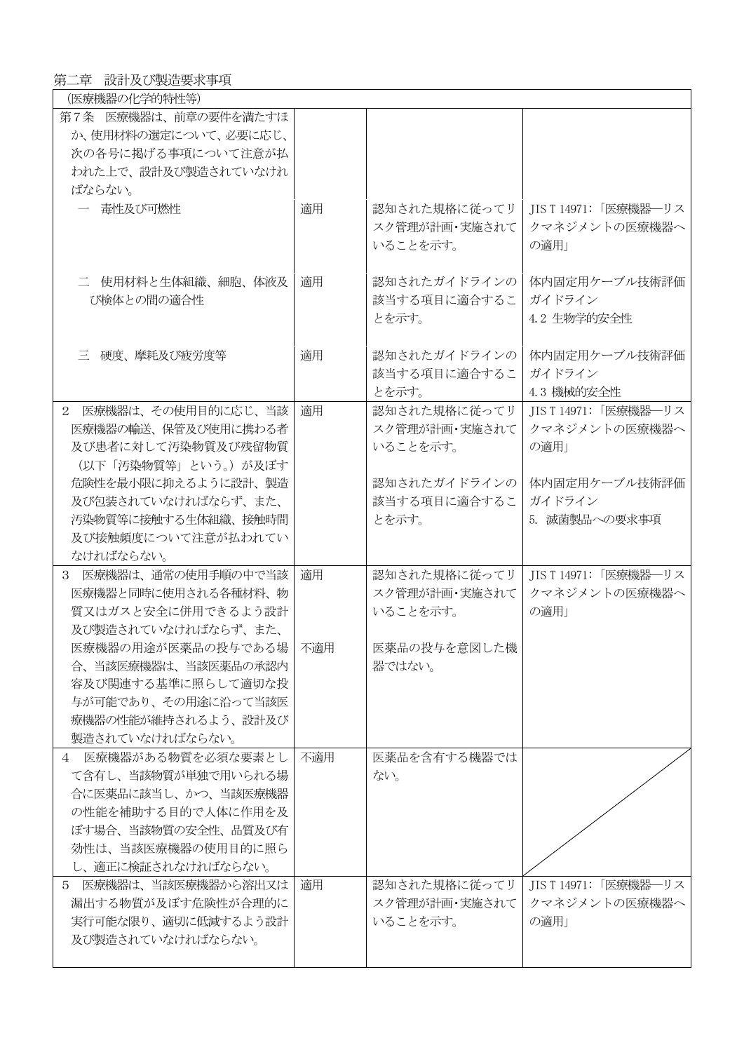第二章　設計及び製造要求事項

| （医療機器の化学的特性等） | | | |
|---|---|---|---|
| 第7条　医療機器は、前章の要件を満たすほか、使用材料の選定について、必要に応じ、次の各号に掲げる事項について注意が払われた上で、設計及び製造されていなければならない。 | | | |
| 一　毒性及び可燃性 | 適用 | 認知された規格に従ってリスク管理が計画・実施されていることを示す。 | JIS T 14971:「医療機器―リスクマネジメントの医療機器への適用」 |
| 二　使用材料と生体組織、細胞、体液及び検体との間の適合性 | 適用 | 認知されたガイドラインの該当する項目に適合することを示す。 | 体内固定用ケーブル技術評価ガイドライン<br>4.2 生物学的安全性 |
| 三　硬度、摩耗及び疲労度等 | 適用 | 認知されたガイドラインの該当する項目に適合することを示す。 | 体内固定用ケーブル技術評価ガイドライン<br>4.3 機械的安全性 |
| 2　医療機器は、その使用目的に応じ、当該医療機器の輸送、保管及び使用に携わる者及び患者に対して汚染物質及び残留物質（以下「汚染物質等」という。）が及ぼす危険性を最小限に抑えるように設計、製造及び包装されていなければならず、また、汚染物質等に接触する生体組織、接触時間及び接触頻度について注意が払われていなければならない。 | 適用 | 認知された規格に従ってリスク管理が計画・実施されていることを示す。<br><br>認知されたガイドラインの該当する項目に適合することを示す。 | JIS T 14971:「医療機器―リスクマネジメントの医療機器への適用」<br><br>体内固定用ケーブル技術評価ガイドライン<br>5. 滅菌製品への要求事項 |
| 3　医療機器は、通常の使用手順の中で当該医療機器と同時に使用される各種材料、物質又はガスと安全に併用できるよう設計及び製造されていなければならず、また、医療機器の用途が医薬品の投与である場合、当該医療機器は、当該医薬品の承認内容及び関連する基準に照らして適切な投与が可能であり、その用途に沿って当該医療機器の性能が維持されるよう、設計及び製造されていなければならない。 | 適用<br><br><br>不適用 | 認知された規格に従ってリスク管理が計画・実施されていることを示す。<br><br>医薬品の投与を意図した機器ではない。 | JIS T 14971:「医療機器―リスクマネジメントの医療機器への適用」 |
| 4　医療機器がある物質を必須な要素として含有し、当該物質が単独で用いられる場合に医薬品に該当し、かつ、当該医療機器の性能を補助する目的で人体に作用を及ぼす場合、当該物質の安全性、品質及び有効性は、当該医療機器の使用目的に照らし、適正に検証されなければならない。 | 不適用 | 医薬品を含有する機器ではない。 | |
| 5　医療機器は、当該医療機器から溶出又は漏出する物質が及ぼす危険性が合理的に実行可能な限り、適切に低減するよう設計及び製造されていなければならない。 | 適用 | 認知された規格に従ってリスク管理が計画・実施されていることを示す。 | JIS T 14971:「医療機器―リスクマネジメントの医療機器への適用」 |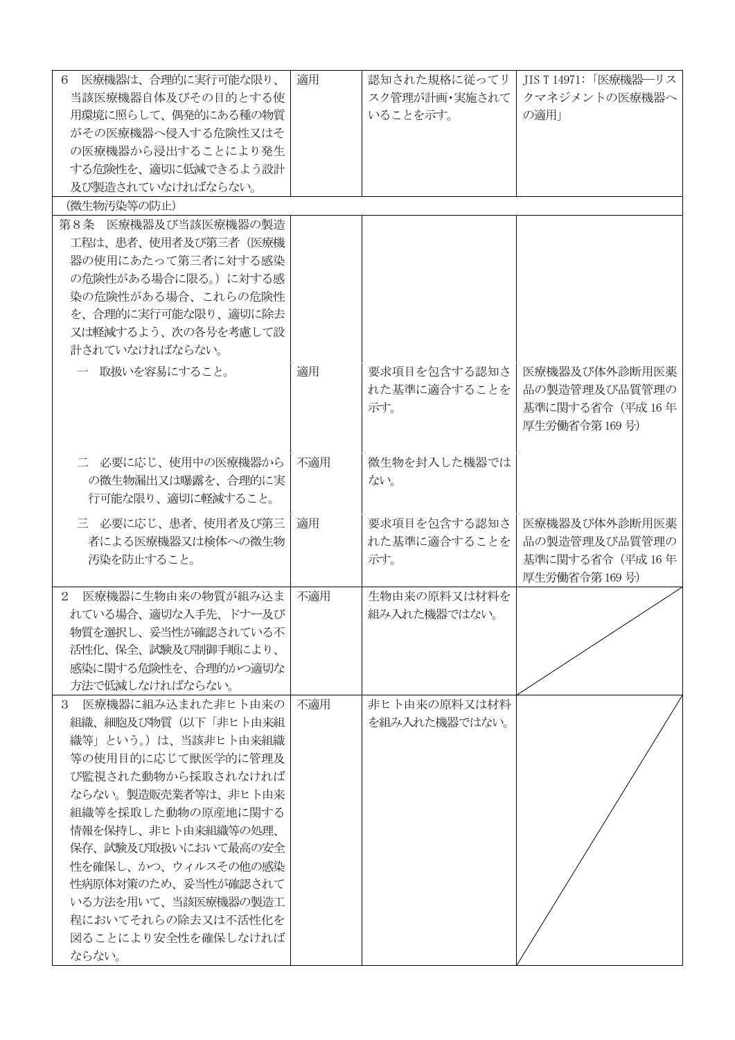| | | | |
|---|---|---|---|
| 6　医療機器は、合理的に実行可能な限り、当該医療機器自体及びその目的とする使用環境に照らして、偶発的にある種の物質がその医療機器へ侵入する危険性又はその医療機器から浸出することにより発生する危険性を、適切に低減できるよう設計及び製造されていなければならない。 | 適用 | 認知された規格に従ってリスク管理が計画･実施されていることを示す。 | JIS T 14971:「医療機器―リスクマネジメントの医療機器への適用」 |
| （微生物汚染等の防止） | | | |
| 第８条　医療機器及び当該医療機器の製造工程は、患者、使用者及び第三者（医療機器の使用にあたって第三者に対する感染の危険性がある場合に限る。）に対する感染の危険性がある場合、これらの危険性を、合理的に実行可能な限り、適切に除去又は軽減するよう、次の各号を考慮して設計されていなければならない。 | | | |
| 一　取扱いを容易にすること。 | 適用 | 要求項目を包含する認知された基準に適合することを示す。 | 医療機器及び体外診断用医薬品の製造管理及び品質管理の基準に関する省令（平成 16 年厚生労働省令第 169 号） |
| 二　必要に応じ、使用中の医療機器からの微生物漏出又は曝露を、合理的に実行可能な限り、適切に軽減すること。 | 不適用 | 微生物を封入した機器ではない。 | |
| 三　必要に応じ、患者、使用者及び第三者による医療機器又は検体への微生物汚染を防止すること。 | 適用 | 要求項目を包含する認知された基準に適合することを示す。 | 医療機器及び体外診断用医薬品の製造管理及び品質管理の基準に関する省令（平成 16 年厚生労働省令第 169 号） |
| 2　医療機器に生物由来の物質が組み込まれている場合、適切な入手先、ドナー及び物質を選択し、妥当性が確認されている不活性化、保全、試験及び制御手順により、感染に関する危険性を、合理的かつ適切な方法で低減しなければならない。 | 不適用 | 生物由来の原料又は材料を組み入れた機器ではない。 | |
| 3　医療機器に組み込まれた非ヒト由来の組織、細胞及び物質（以下「非ヒト由来組織等」という。）は、当該非ヒト由来組織等の使用目的に応じて獣医学的に管理及び監視された動物から採取されなければならない。製造販売業者等は、非ヒト由来組織等を採取した動物の原産地に関する情報を保持し、非ヒト由来組織等の処理、保存、試験及び取扱いにおいて最高の安全性を確保し、かつ、ウィルスその他の感染性病原体対策のため、妥当性が確認されている方法を用いて、当該医療機器の製造工程においてそれらの除去又は不活性化を図ることにより安全性を確保しなければならない。 | 不適用 | 非ヒト由来の原料又は材料を組み入れた機器ではない。 | |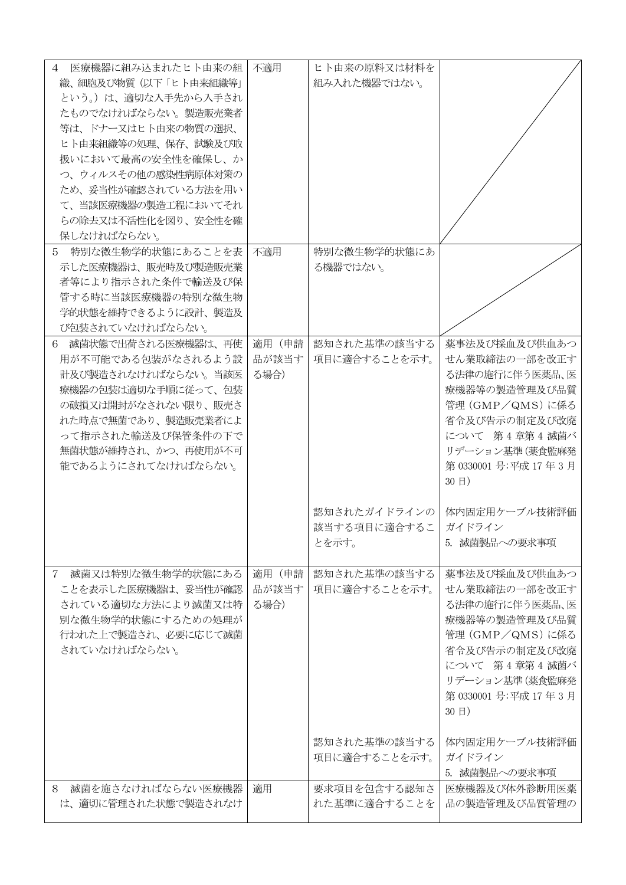| | | | |
|---|---|---|---|
| 4　医療機器に組み込まれたヒト由来の組織、細胞及び物質（以下「ヒト由来組織等」という。）は、適切な入手先から入手されたものでなければならない。製造販売業者等は、ドナー又はヒト由来の物質の選択、ヒト由来組織等の処理、保存、試験及び取扱いにおいて最高の安全性を確保し、かつ、ウィルスその他の感染性病原体対策のため、妥当性が確認されている方法を用いて、当該医療機器の製造工程においてそれらの除去又は不活性化を図り、安全性を確保しなければならない。 | 不適用 | ヒト由来の原料又は材料を組み入れた機器ではない。 | |
| 5　特別な微生物学的状態にあることを表示した医療機器は、販売時及び製造販売業者等により指示された条件で輸送及び保管する時に当該医療機器の特別な微生物学的状態を維持できるように設計、製造及び包装されていなければならない。 | 不適用 | 特別な微生物学的状態にある機器ではない。 | |
| 6　滅菌状態で出荷される医療機器は、再使用が不可能である包装がなされるよう設計及び製造されなければならない。当該医療機器の包装は適切な手順に従って、包装の破損又は開封がなされない限り、販売された時点で無菌であり、製造販売業者によって指示された輸送及び保管条件の下で無菌状態が維持され、かつ、再使用が不可能であるようにされてなければならない。 | 適用（申請品が該当する場合） | 認知された基準の該当する項目に適合することを示す。 | 薬事法及び採血及び供血あつせん業取締法の一部を改正する法律の施行に伴う医薬品、医療機器等の製造管理及び品質管理（GMP／QMS）に係る省令及び告示の制定及び改廃について　第 4 章第 4 滅菌バリデーション基準（薬食監麻発第 0330001 号:平成 17 年 3 月 30 日） |
| | | 認知されたガイドラインの該当する項目に適合することを示す。 | 体内固定用ケーブル技術評価ガイドライン<br>5. 滅菌製品への要求事項 |
| 7　滅菌又は特別な微生物学的状態にあることを表示した医療機器は、妥当性が確認されている適切な方法により滅菌又は特別な微生物学的状態にするための処理が行われた上で製造され、必要に応じて滅菌されていなければならない。 | 適用（申請品が該当する場合） | 認知された基準の該当する項目に適合することを示す。 | 薬事法及び採血及び供血あつせん業取締法の一部を改正する法律の施行に伴う医薬品、医療機器等の製造管理及び品質管理（GMP／QMS）に係る省令及び告示の制定及び改廃について　第 4 章第 4 滅菌バリデーション基準（薬食監麻発第 0330001 号:平成 17 年 3 月 30 日） |
| | | 認知された基準の該当する項目に適合することを示す。 | 体内固定用ケーブル技術評価ガイドライン<br>5. 滅菌製品への要求事項 |
| 8　滅菌を施さなければならない医療機器は、適切に管理された状態で製造されなけ | 適用 | 要求項目を包含する認知された基準に適合することを | 医療機器及び体外診断用医薬品の製造管理及び品質管理の |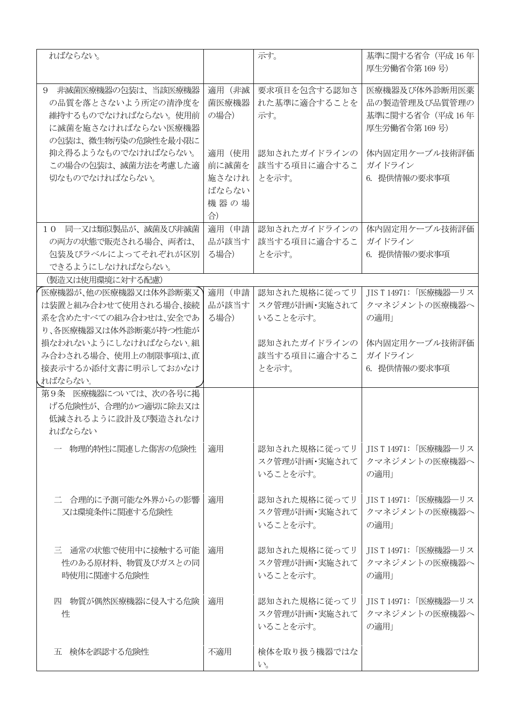| | | | |
|---|---|---|---|
| ればならない。 | | 示す。 | 基準に関する省令（平成 16 年厚生労働省令第 169 号） |
| 9　非滅菌医療機器の包装は、当該医療機器の品質を落とさないよう所定の清浄度を維持するものでなければならない。使用前に滅菌を施さなければならない医療機器の包装は、微生物汚染の危険性を最小限に抑え得るようなものでなければならない。この場合の包装は、滅菌方法を考慮した適切なものでなければならない。 | 適用（非滅菌医療機器の場合）<br><br>適用（使用前に滅菌を施さなければならない機器の場合） | 要求項目を包含する認知された基準に適合することを示す。<br><br>認知されたガイドラインの該当する項目に適合することを示す。 | 医療機器及び体外診断用医薬品の製造管理及び品質管理の基準に関する省令（平成 16 年厚生労働省令第 169 号）<br><br>体内固定用ケーブル技術評価ガイドライン<br>6. 提供情報の要求事項 |
| １０　同一又は類似製品が、滅菌及び非滅菌の両方の状態で販売される場合、両者は、包装及びラベルによってそれぞれが区別できるようにしなければならない。 | 適用（申請品が該当する場合） | 認知されたガイドラインの該当する項目に適合することを示す。 | 体内固定用ケーブル技術評価ガイドライン<br>6. 提供情報の要求事項 |
| （製造又は使用環境に対する配慮） | | | |
| 医療機器が、他の医療機器又は体外診断薬又は装置と組み合わせて使用される場合、接続系を含めたすべての組み合わせは、安全であり、各医療機器又は体外診断薬が持つ性能が損なわれないようにしなければならない。組み合わされる場合、使用上の制限事項は、直接表示するか添付文書に明示しておかなければならない。 | 適用（申請品が該当する場合） | 認知された規格に従ってリスク管理が計画・実施されていることを示す。<br><br>認知されたガイドラインの該当する項目に適合することを示す。 | JIS T 14971:「医療機器―リスクマネジメントの医療機器への適用」<br><br>体内固定用ケーブル技術評価ガイドライン<br>6. 提供情報の要求事項 |
| 第９条　医療機器については、次の各号に掲げる危険性が、合理的かつ適切に除去又は低減されるように設計及び製造されなければならない | | | |
| 一　物理的特性に関連した傷害の危険性 | 適用 | 認知された規格に従ってリスク管理が計画・実施されていることを示す。 | JIS T 14971:「医療機器―リスクマネジメントの医療機器への適用」 |
| 二　合理的に予測可能な外界からの影響又は環境条件に関連する危険性 | 適用 | 認知された規格に従ってリスク管理が計画・実施されていることを示す。 | JIS T 14971:「医療機器―リスクマネジメントの医療機器への適用」 |
| 三　通常の状態で使用中に接触する可能性のある原材料、物質及びガスとの同時使用に関連する危険性 | 適用 | 認知された規格に従ってリスク管理が計画・実施されていることを示す。 | JIS T 14971:「医療機器―リスクマネジメントの医療機器への適用」 |
| 四　物質が偶然医療機器に侵入する危険性 | 適用 | 認知された規格に従ってリスク管理が計画・実施されていることを示す。 | JIS T 14971:「医療機器―リスクマネジメントの医療機器への適用」 |
| 五　検体を誤認する危険性 | 不適用 | 検体を取り扱う機器ではない。 | |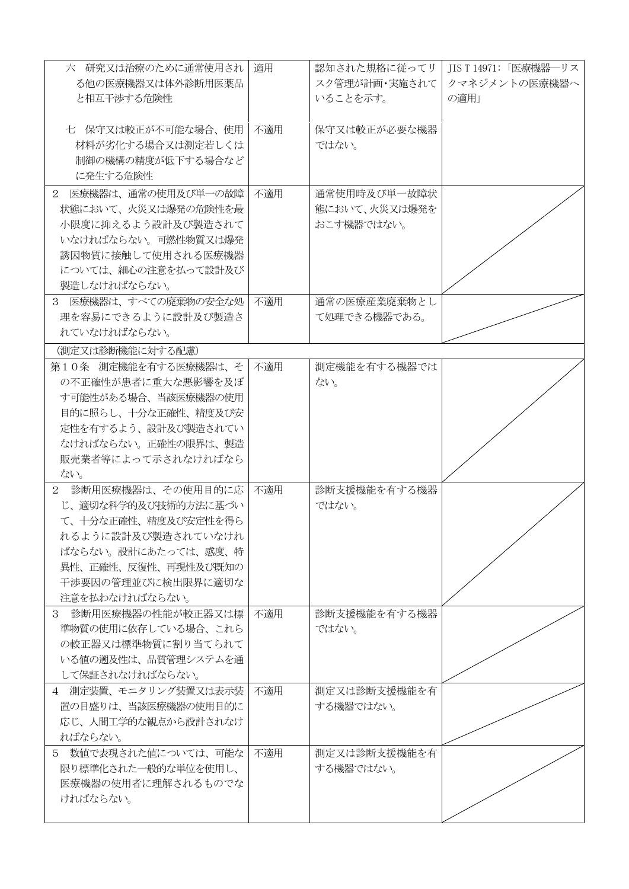| | | | |
|---|---|---|---|
| 六　研究又は治療のために通常使用される他の医療機器又は体外診断用医薬品と相互干渉する危険性 | 適用 | 認知された規格に従ってリスク管理が計画･実施されていることを示す。 | JIS T 14971:「医療機器―リスクマネジメントの医療機器への適用」 |
| 七　保守又は較正が不可能な場合、使用材料が劣化する場合又は測定若しくは制御の機構の精度が低下する場合などに発生する危険性 | 不適用 | 保守又は較正が必要な機器ではない。 | |
| 2　医療機器は、通常の使用及び単一の故障状態において、火災又は爆発の危険性を最小限度に抑えるよう設計及び製造されていなければならない。可燃性物質又は爆発誘因物質に接触して使用される医療機器については、細心の注意を払って設計及び製造しなければならない。 | 不適用 | 通常使用時及び単一故障状態において、火災又は爆発をおこす機器ではない。 | |
| 3　医療機器は、すべての廃棄物の安全な処理を容易にできるように設計及び製造されていなければならない。 | 不適用 | 通常の医療産業廃棄物として処理できる機器である。 | |
| (測定又は診断機能に対する配慮) | | | |
| 第10条　測定機能を有する医療機器は、その不正確性が患者に重大な悪影響を及ぼす可能性がある場合、当該医療機器の使用目的に照らし、十分な正確性、精度及び安定性を有するよう、設計及び製造されていなければならない。正確性の限界は、製造販売業者等によって示されなければならない。 | 不適用 | 測定機能を有する機器ではない。 | |
| 2　診断用医療機器は、その使用目的に応じ、適切な科学的及び技術的方法に基づいて、十分な正確性、精度及び安定性を得られるように設計及び製造されていなければならない。設計にあたっては、感度、特異性、正確性、反復性、再現性及び既知の干渉要因の管理並びに検出限界に適切な注意を払わなければならない。 | 不適用 | 診断支援機能を有する機器ではない。 | |
| 3　診断用医療機器の性能が較正器又は標準物質の使用に依存している場合、これらの較正器又は標準物質に割り当てられている値の遡及性は、品質管理システムを通して保証されなければならない。 | 不適用 | 診断支援機能を有する機器ではない。 | |
| 4　測定装置、モニタリング装置又は表示装置の目盛りは、当該医療機器の使用目的に応じ、人間工学的な観点から設計されなければならない。 | 不適用 | 測定又は診断支援機能を有する機器ではない。 | |
| 5　数値で表現された値については、可能な限り標準化された一般的な単位を使用し、医療機器の使用者に理解されるものでなければならない。 | 不適用 | 測定又は診断支援機能を有する機器ではない。 | |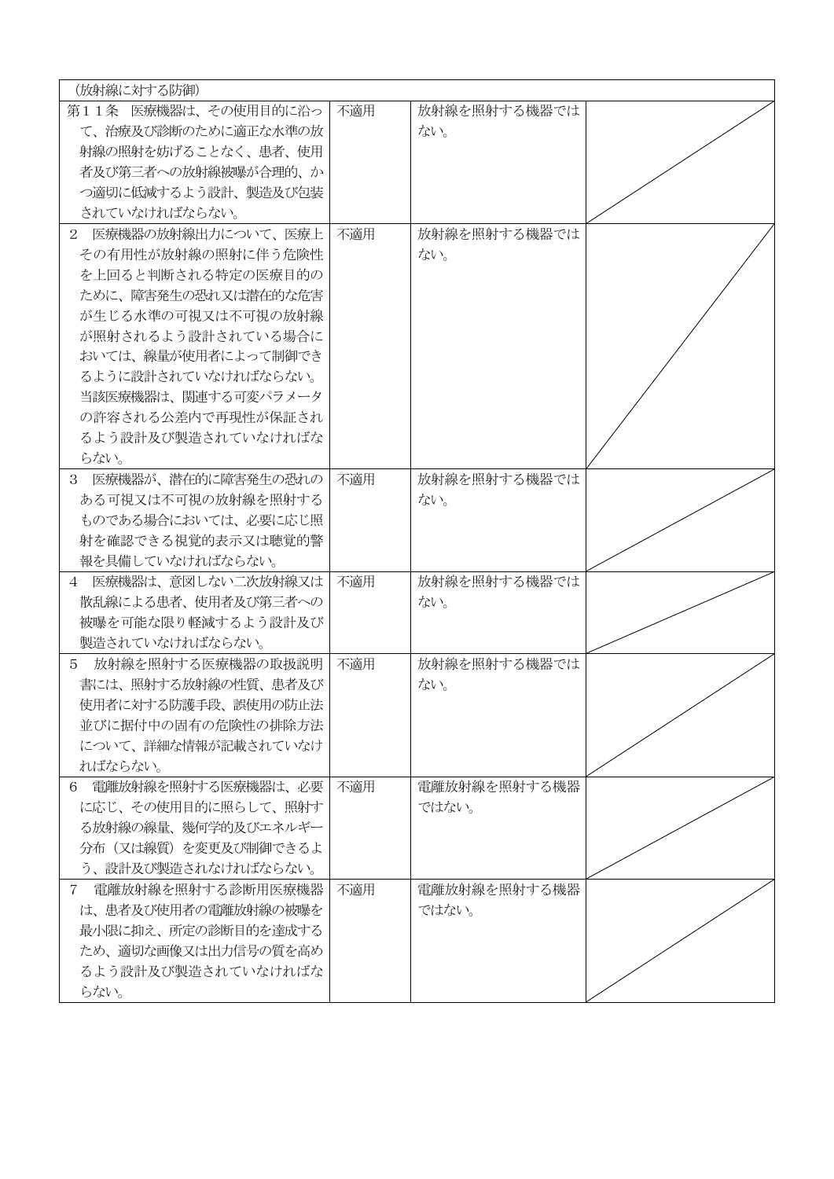| (放射線に対する防御) | | | |
|---|---|---|---|
| 第11条　医療機器は、その使用目的に沿って、治療及び診断のために適正な水準の放射線の照射を妨げることなく、患者、使用者及び第三者への放射線被曝が合理的、かつ適切に低減するよう設計、製造及び包装されていなければならない。 | 不適用 | 放射線を照射する機器ではない。 | |
| 2　医療機器の放射線出力について、医療上その有用性が放射線の照射に伴う危険性を上回ると判断される特定の医療目的のために、障害発生の恐れ又は潜在的な危害が生じる水準の可視又は不可視の放射線が照射されるよう設計されている場合においては、線量が使用者によって制御できるように設計されていなければならない。当該医療機器は、関連する可変パラメータの許容される公差内で再現性が保証されるよう設計及び製造されていなければならない。 | 不適用 | 放射線を照射する機器ではない。 | |
| 3　医療機器が、潜在的に障害発生の恐れのある可視又は不可視の放射線を照射するものである場合においては、必要に応じ照射を確認できる視覚的表示又は聴覚的警報を具備していなければならない。 | 不適用 | 放射線を照射する機器ではない。 | |
| 4　医療機器は、意図しない二次放射線又は散乱線による患者、使用者及び第三者への被曝を可能な限り軽減するよう設計及び製造されていなければならない。 | 不適用 | 放射線を照射する機器ではない。 | |
| 5　放射線を照射する医療機器の取扱説明書には、照射する放射線の性質、患者及び使用者に対する防護手段、誤使用の防止法並びに据付中の固有の危険性の排除方法について、詳細な情報が記載されていなければならない。 | 不適用 | 放射線を照射する機器ではない。 | |
| 6　電離放射線を照射する医療機器は、必要に応じ、その使用目的に照らして、照射する放射線の線量、幾何学的及びエネルギー分布（又は線質）を変更及び制御できるよう、設計及び製造されなければならない。 | 不適用 | 電離放射線を照射する機器ではない。 | |
| 7　電離放射線を照射する診断用医療機器は、患者及び使用者の電離放射線の被曝を最小限に抑え、所定の診断目的を達成するため、適切な画像又は出力信号の質を高めるよう設計及び製造されていなければならない。 | 不適用 | 電離放射線を照射する機器ではない。 | |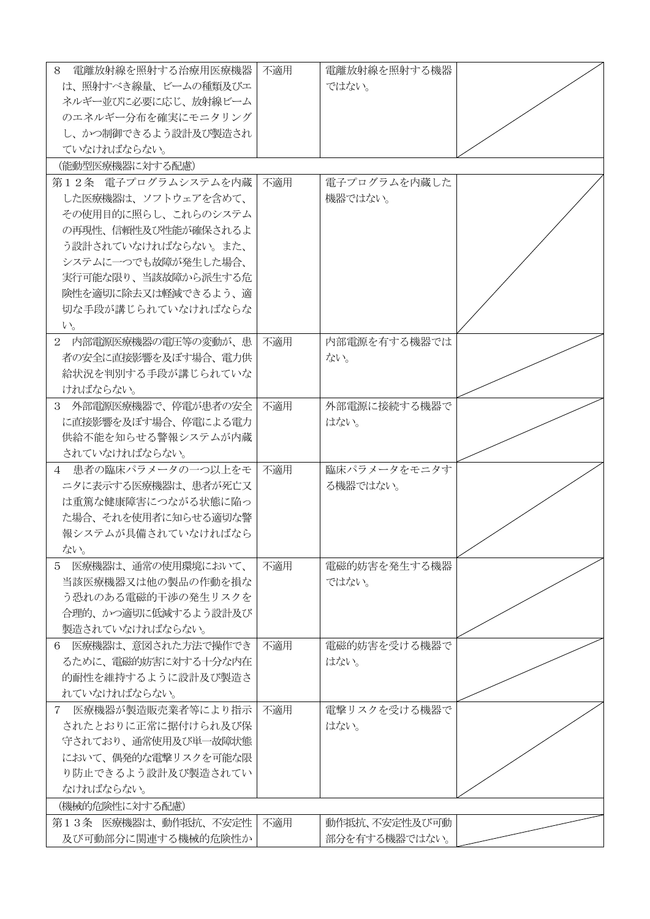| | | | |
|---|---|---|---|
| 8　電離放射線を照射する治療用医療機器は、照射すべき線量、ビームの種類及びエネルギー並びに必要に応じ、放射線ビームのエネルギー分布を確実にモニタリングし、かつ制御できるよう設計及び製造されていなければならない。 | 不適用 | 電離放射線を照射する機器ではない。 | |
| （能動型医療機器に対する配慮） | | | |
| 第１２条　電子プログラムシステムを内蔵した医療機器は、ソフトウェアを含めて、その使用目的に照らし、これらのシステムの再現性、信頼性及び性能が確保されるよう設計されていなければならない。また、システムに一つでも故障が発生した場合、実行可能な限り、当該故障から派生する危険性を適切に除去又は軽減できるよう、適切な手段が講じられていなければならない。 | 不適用 | 電子プログラムを内蔵した機器ではない。 | |
| 2　内部電源医療機器の電圧等の変動が、患者の安全に直接影響を及ぼす場合、電力供給状況を判別する手段が講じられていなければならない。 | 不適用 | 内部電源を有する機器ではない。 | |
| 3　外部電源医療機器で、停電が患者の安全に直接影響を及ぼす場合、停電による電力供給不能を知らせる警報システムが内蔵されていなければならない。 | 不適用 | 外部電源に接続する機器ではない。 | |
| 4　患者の臨床パラメータの一つ以上をモニタに表示する医療機器は、患者が死亡又は重篤な健康障害につながる状態に陥った場合、それを使用者に知らせる適切な警報システムが具備されていなければならない。 | 不適用 | 臨床パラメータをモニタする機器ではない。 | |
| 5　医療機器は、通常の使用環境において、当該医療機器又は他の製品の作動を損なう恐れのある電磁的干渉の発生リスクを合理的、かつ適切に低減するよう設計及び製造されていなければならない。 | 不適用 | 電磁的妨害を発生する機器ではない。 | |
| 6　医療機器は、意図された方法で操作できるために、電磁的妨害に対する十分な内在的耐性を維持するように設計及び製造されていなければならない。 | 不適用 | 電磁的妨害を受ける機器ではない。 | |
| 7　医療機器が製造販売業者等により指示されたとおりに正常に据付けられ及び保守されており、通常使用及び単一故障状態において、偶発的な電撃リスクを可能な限り防止できるよう設計及び製造されていなければならない。 | 不適用 | 電撃リスクを受ける機器ではない。 | |
| （機械的危険性に対する配慮） | | | |
| 第１３条　医療機器は、動作抵抗、不安定性及び可動部分に関連する機械的危険性か | 不適用 | 動作抵抗、不安定性及び可動部分を有する機器ではない。 | |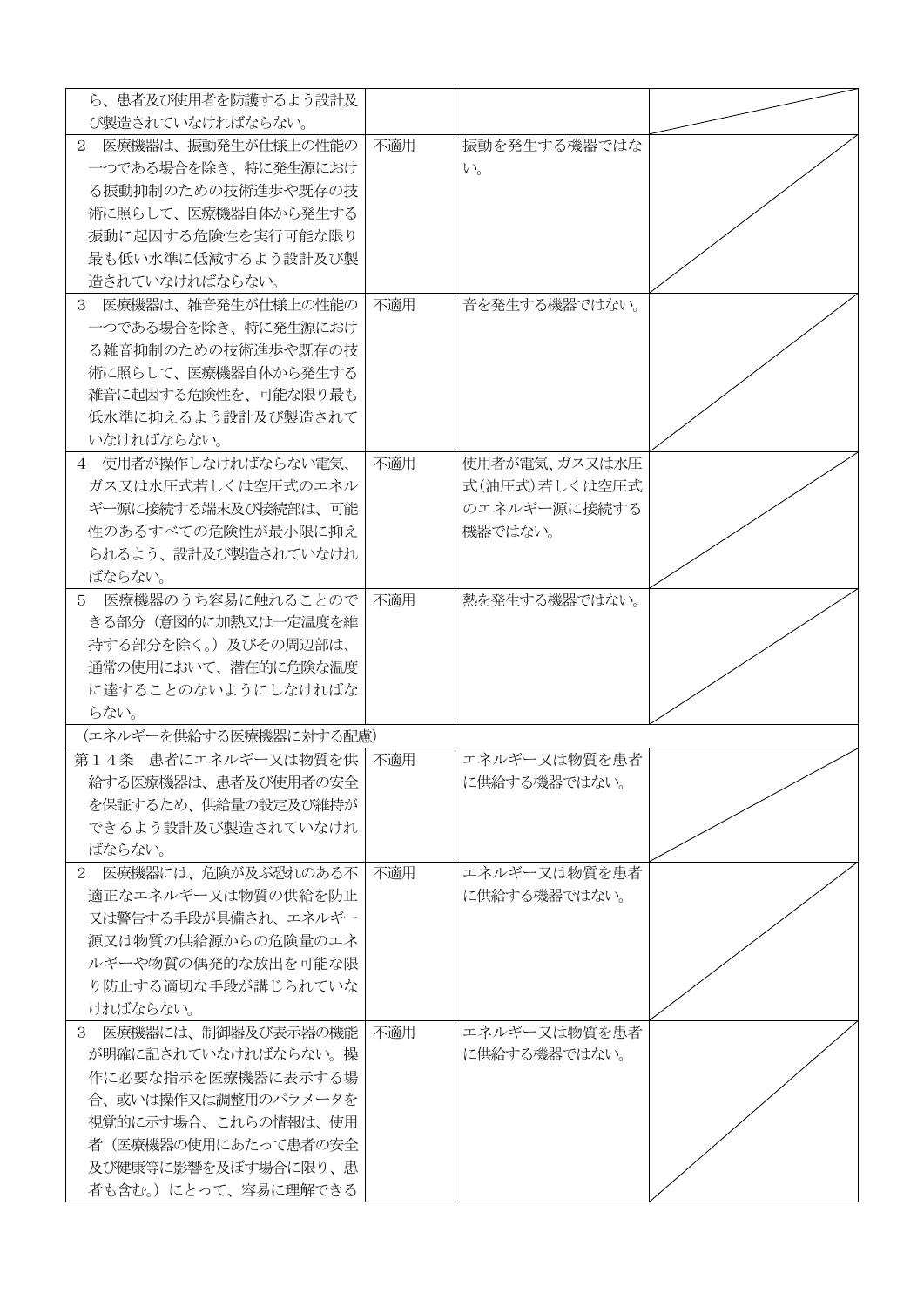| | | | |
|---|---|---|---|
| ら、患者及び使用者を防護するよう設計及び製造されていなければならない。 | | | |
| 2　医療機器は、振動発生が仕様上の性能の一つである場合を除き、特に発生源における振動抑制のための技術進歩や既存の技術に照らして、医療機器自体から発生する振動に起因する危険性を実行可能な限り最も低い水準に低減するよう設計及び製造されていなければならない。 | 不適用 | 振動を発生する機器ではない。 | |
| 3　医療機器は、雑音発生が仕様上の性能の一つである場合を除き、特に発生源における雑音抑制のための技術進歩や既存の技術に照らして、医療機器自体から発生する雑音に起因する危険性を、可能な限り最も低水準に抑えるよう設計及び製造されていなければならない。 | 不適用 | 音を発生する機器ではない。 | |
| 4　使用者が操作しなければならない電気、ガス又は水圧式若しくは空圧式のエネルギー源に接続する端末及び接続部は、可能性のあるすべての危険性が最小限に抑えられるよう、設計及び製造されていなければならない。 | 不適用 | 使用者が電気、ガス又は水圧式(油圧式)若しくは空圧式のエネルギー源に接続する機器ではない。 | |
| 5　医療機器のうち容易に触れることのできる部分（意図的に加熱又は一定温度を維持する部分を除く。）及びその周辺部は、通常の使用において、潜在的に危険な温度に達することのないようにしなければならない。 | 不適用 | 熱を発生する機器ではない。 | |
| (エネルギーを供給する医療機器に対する配慮) | | | |
| 第１４条　患者にエネルギー又は物質を供給する医療機器は、患者及び使用者の安全を保証するため、供給量の設定及び維持ができるよう設計及び製造されていなければならない。 | 不適用 | エネルギー又は物質を患者に供給する機器ではない。 | |
| 2　医療機器には、危険が及ぶ恐れのある不適正なエネルギー又は物質の供給を防止又は警告する手段が具備され、エネルギー源又は物質の供給源からの危険量のエネルギーや物質の偶発的な放出を可能な限り防止する適切な手段が講じられていなければならない。 | 不適用 | エネルギー又は物質を患者に供給する機器ではない。 | |
| 3　医療機器には、制御器及び表示器の機能が明確に記されていなければならない。操作に必要な指示を医療機器に表示する場合、或いは操作又は調整用のパラメータを視覚的に示す場合、これらの情報は、使用者（医療機器の使用にあたって患者の安全及び健康等に影響を及ぼす場合に限り、患者も含む。）にとって、容易に理解できる | 不適用 | エネルギー又は物質を患者に供給する機器ではない。 | |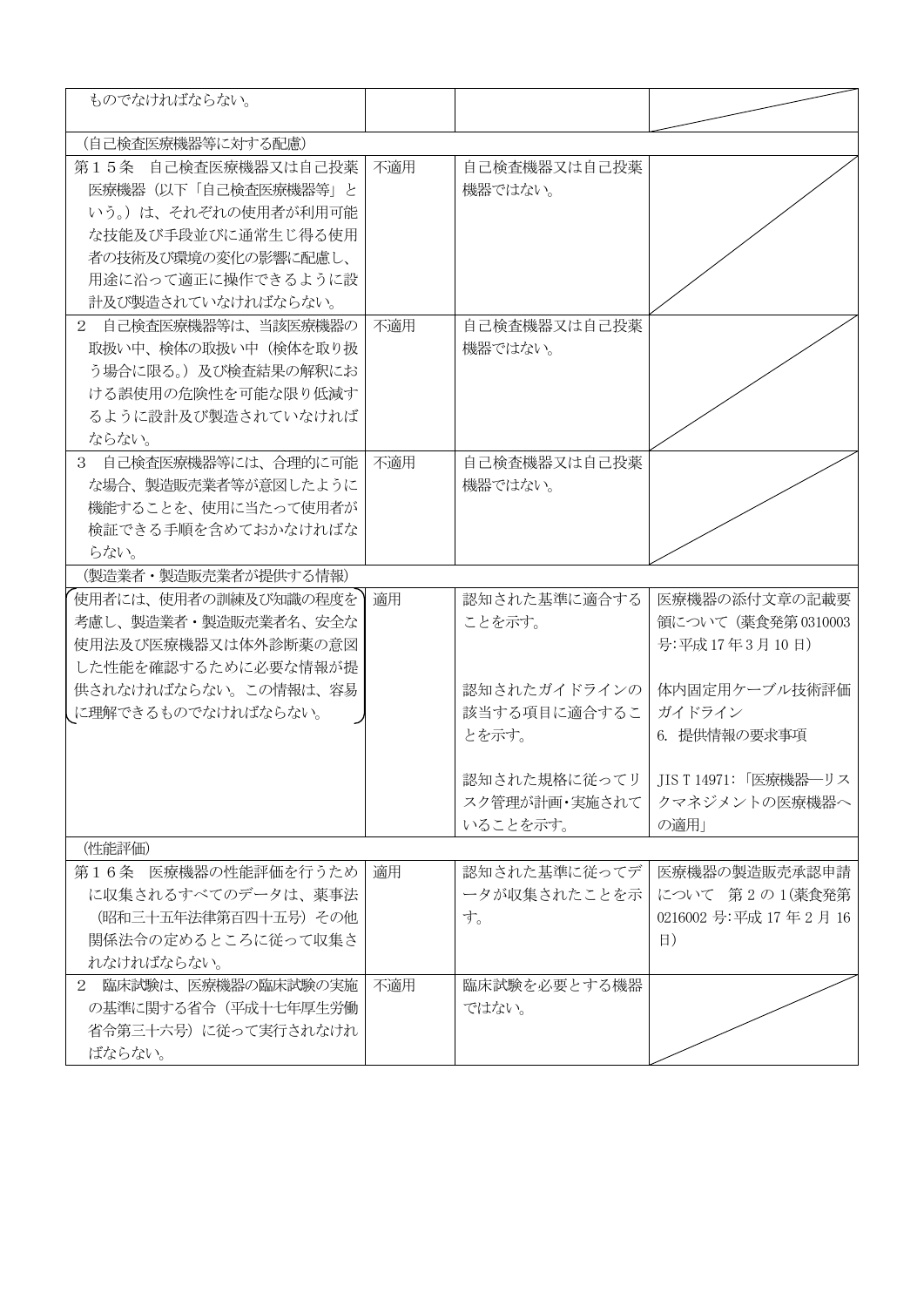| | | | |
|---|---|---|---|
| ものでなければならない。 | | | |
| （自己検査医療機器等に対する配慮） | | | |
| 第１５条　自己検査医療機器又は自己投薬医療機器（以下「自己検査医療機器等」という。）は、それぞれの使用者が利用可能な技能及び手段並びに通常生じ得る使用者の技術及び環境の変化の影響に配慮し、用途に沿って適正に操作できるように設計及び製造されていなければならない。 | 不適用 | 自己検査機器又は自己投薬機器ではない。 | |
| ２　自己検査医療機器等は、当該医療機器の取扱い中、検体の取扱い中（検体を取り扱う場合に限る。）及び検査結果の解釈における誤使用の危険性を可能な限り低減するように設計及び製造されていなければならない。 | 不適用 | 自己検査機器又は自己投薬機器ではない。 | |
| ３　自己検査医療機器等には、合理的に可能な場合、製造販売業者等が意図したように機能することを、使用に当たって使用者が検証できる手順を含めておかなければならない。 | 不適用 | 自己検査機器又は自己投薬機器ではない。 | |
| （製造業者・製造販売業者が提供する情報） | | | |
| 使用者には、使用者の訓練及び知識の程度を考慮し、製造業者・製造販売業者名、安全な使用法及び医療機器又は体外診断薬の意図した性能を確認するために必要な情報が提供されなければならない。この情報は、容易に理解できるものでなければならない。 | 適用 | 認知された基準に適合することを示す。<br><br>認知されたガイドラインの該当する項目に適合することを示す。<br><br>認知された規格に従ってリスク管理が計画・実施されていることを示す。 | 医療機器の添付文章の記載要領について（薬食発第0310003号:平成17年3月10日）<br><br>体内固定用ケーブル技術評価ガイドライン<br>6. 提供情報の要求事項<br><br>JIS T 14971:「医療機器―リスクマネジメントの医療機器への適用」 |
| （性能評価） | | | |
| 第１６条　医療機器の性能評価を行うために収集されるすべてのデータは、薬事法（昭和三十五年法律第百四十五号）その他関係法令の定めるところに従って収集されなければならない。 | 適用 | 認知された基準に従ってデータが収集されたことを示す。 | 医療機器の製造販売承認申請について　第２の1(薬食発第0216002号:平成17年2月16日) |
| ２　臨床試験は、医療機器の臨床試験の実施の基準に関する省令（平成十七年厚生労働省令第三十六号）に従って実行されなければならない。 | 不適用 | 臨床試験を必要とする機器ではない。 | |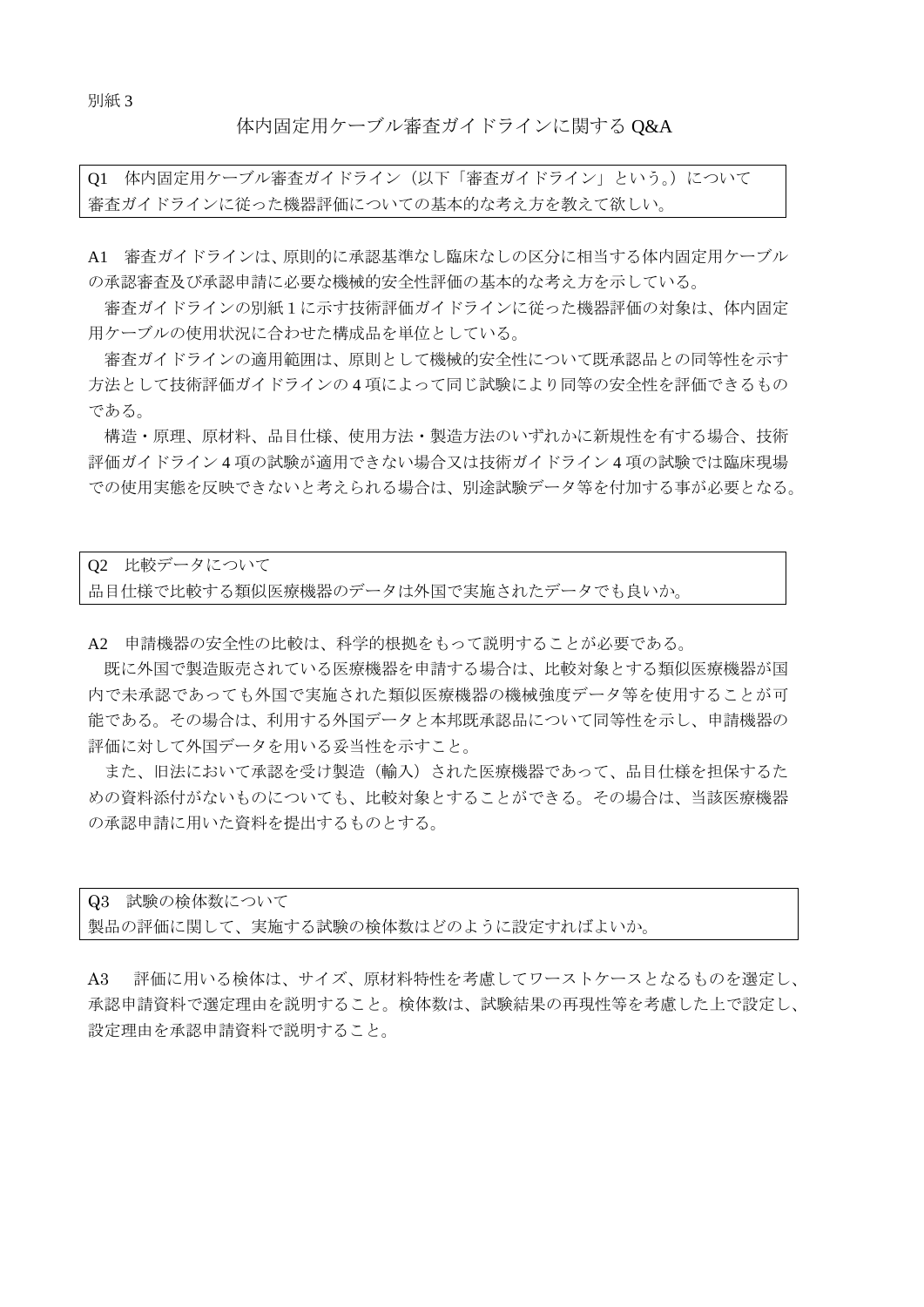別紙 3

# 体内固定用ケーブル審査ガイドラインに関する Q&A

**Q1　体内固定用ケーブル審査ガイドライン（以下「審査ガイドライン」という。）について**
**審査ガイドラインに従った機器評価についての基本的な考え方を教えて欲しい。**

A1　審査ガイドラインは、原則的に承認基準なし臨床なしの区分に相当する体内固定用ケーブルの承認審査及び承認申請に必要な機械的安全性評価の基本的な考え方を示している。

審査ガイドラインの別紙 1 に示す技術評価ガイドラインに従った機器評価の対象は、体内固定用ケーブルの使用状況に合わせた構成品を単位としている。

審査ガイドラインの適用範囲は、原則として機械的安全性について既承認品との同等性を示す方法として技術評価ガイドラインの 4 項によって同じ試験により同等の安全性を評価できるものである。

構造・原理、原材料、品目仕様、使用方法・製造方法のいずれかに新規性を有する場合、技術評価ガイドライン 4 項の試験が適用できない場合又は技術ガイドライン 4 項の試験では臨床現場での使用実態を反映できないと考えられる場合は、別途試験データ等を付加する事が必要となる。

**Q2　比較データについて**
**品目仕様で比較する類似医療機器のデータは外国で実施されたデータでも良いか。**

A2　申請機器の安全性の比較は、科学的根拠をもって説明することが必要である。

既に外国で製造販売されている医療機器を申請する場合は、比較対象とする類似医療機器が国内で未承認であっても外国で実施された類似医療機器の機械強度データ等を使用することが可能である。その場合は、利用する外国データと本邦既承認品について同等性を示し、申請機器の評価に対して外国データを用いる妥当性を示すこと。

また、旧法において承認を受け製造（輸入）された医療機器であって、品目仕様を担保するための資料添付がないものについても、比較対象とすることができる。その場合は、当該医療機器の承認申請に用いた資料を提出するものとする。

**Q3　試験の検体数について**
**製品の評価に関して、実施する試験の検体数はどのように設定すればよいか。**

A3　評価に用いる検体は、サイズ、原材料特性を考慮してワーストケースとなるものを選定し、承認申請資料で選定理由を説明すること。検体数は、試験結果の再現性等を考慮した上で設定し、設定理由を承認申請資料で説明すること。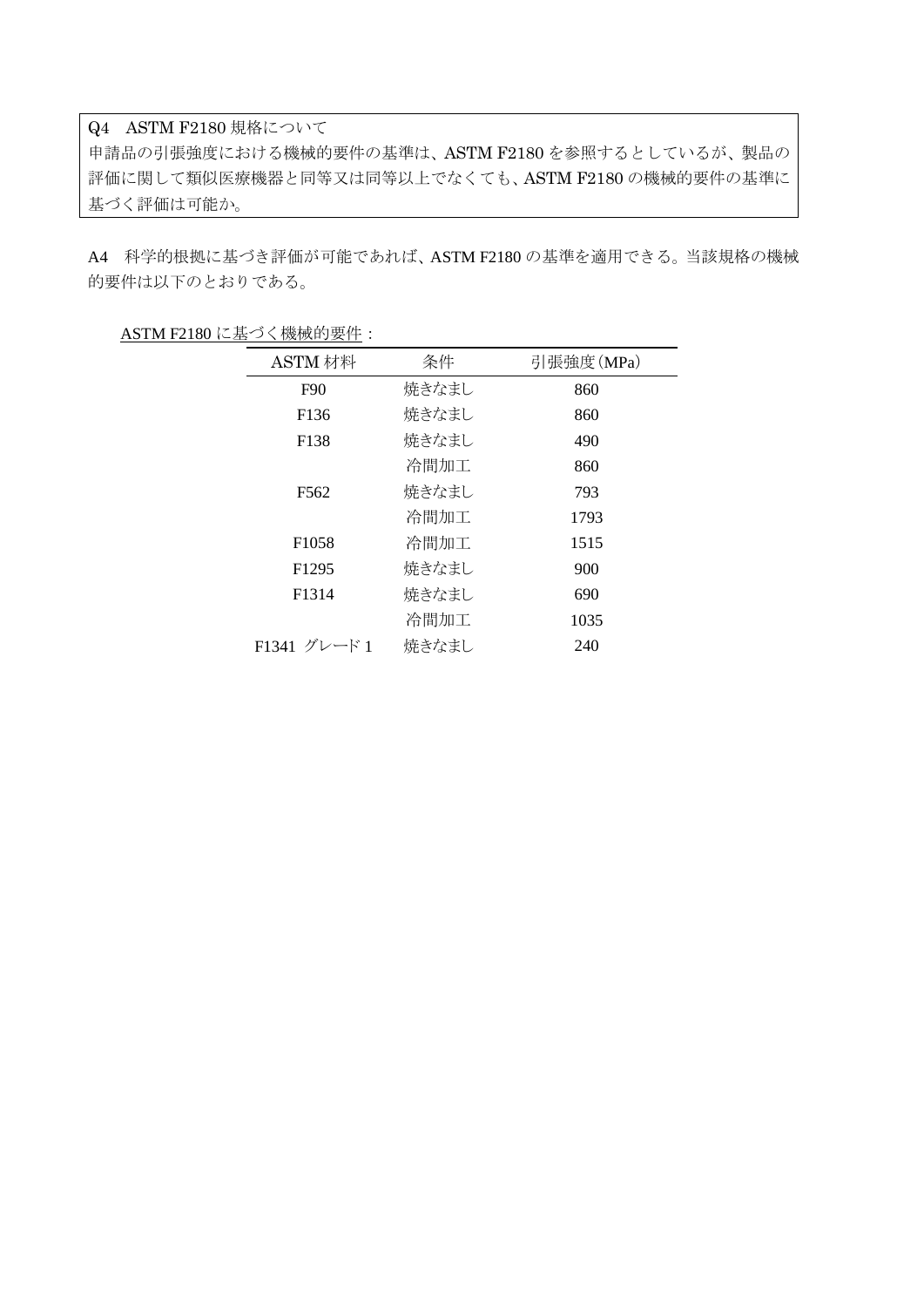Q4　ASTM F2180 規格について
申請品の引張強度における機械的要件の基準は、ASTM F2180 を参照するとしているが、製品の評価に関して類似医療機器と同等又は同等以上でなくても、ASTM F2180 の機械的要件の基準に基づく評価は可能か。

A4　科学的根拠に基づき評価が可能であれば、ASTM F2180 の基準を適用できる。当該規格の機械的要件は以下のとおりである。

ASTM F2180 に基づく機械的要件：

| ASTM 材料 | 条件 | 引張強度（MPa） |
|---|---|---|
| F90 | 焼きなまし | 860 |
| F136 | 焼きなまし | 860 |
| F138 | 焼きなまし | 490 |
| | 冷間加工 | 860 |
| F562 | 焼きなまし | 793 |
| | 冷間加工 | 1793 |
| F1058 | 冷間加工 | 1515 |
| F1295 | 焼きなまし | 900 |
| F1314 | 焼きなまし | 690 |
| | 冷間加工 | 1035 |
| F1341 グレード 1 | 焼きなまし | 240 |